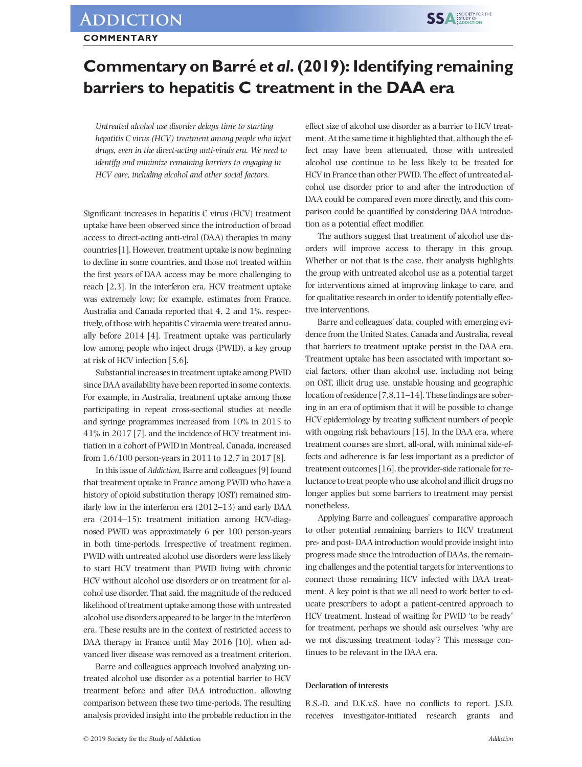COMMENTARY

# Commentary on Barré *et al*. (2019): Identifying remaining barriers to hepatitis C treatment in the DAA era

*Untreated alcohol use disorder delays time to starting hepatitis C virus (HCV) treatment among people who inject drugs, even in the direct-acting anti-virals era. We need to identify and minimize remaining barriers to engaging in HCV care, including alcohol and other social factors.*

Significant increases in hepatitis C virus (HCV) treatment uptake have been observed since the introduction of broad access to direct-acting anti-viral (DAA) therapies in many countries [1]. However, treatment uptake is now beginning to decline in some countries, and those not treated within the first years of DAA access may be more challenging to reach [2,3]. In the interferon era, HCV treatment uptake was extremely low; for example, estimates from France, Australia and Canada reported that 4, 2 and 1%, respectively, of those with hepatitis C viraemia were treated annually before 2014 [4]. Treatment uptake was particularly low among people who inject drugs (PWID), a key group at risk of HCV infection [5,6].

Substantial increases in treatment uptake among PWID since DAA availability have been reported in some contexts. For example, in Australia, treatment uptake among those participating in repeat cross-sectional studies at needle and syringe programmes increased from 10% in 2015 to 41% in 2017 [7], and the incidence of HCV treatment initiation in a cohort of PWID in Montreal, Canada, increased from 1.6/100 person-years in 2011 to 12.7 in 2017 [8].

In this issue of *Addiction*, Barre and colleagues [9] found that treatment uptake in France among PWID who have a history of opioid substitution therapy (OST) remained similarly low in the interferon era (2012–13) and early DAA era (2014–15): treatment initiation among HCV-diagnosed PWID was approximately 6 per 100 person-years in both time-periods. Irrespective of treatment regimen, PWID with untreated alcohol use disorders were less likely to start HCV treatment than PWID living with chronic HCV without alcohol use disorders or on treatment for alcohol use disorder. That said, the magnitude of the reduced likelihood of treatment uptake among those with untreated alcohol use disorders appeared to be larger in the interferon era. These results are in the context of restricted access to DAA therapy in France until May 2016 [10], when advanced liver disease was removed as a treatment criterion.

Barre and colleagues approach involved analyzing untreated alcohol use disorder as a potential barrier to HCV treatment before and after DAA introduction, allowing comparison between these two time-periods. The resulting analysis provided insight into the probable reduction in the effect size of alcohol use disorder as a barrier to HCV treatment. At the same time it highlighted that, although the effect may have been attenuated, those with untreated alcohol use continue to be less likely to be treated for HCV in France than other PWID. The effect of untreated alcohol use disorder prior to and after the introduction of DAA could be compared even more directly, and this comparison could be quantified by considering DAA introduction as a potential effect modifier.

The authors suggest that treatment of alcohol use disorders will improve access to therapy in this group. Whether or not that is the case, their analysis highlights the group with untreated alcohol use as a potential target for interventions aimed at improving linkage to care, and for qualitative research in order to identify potentially effective interventions.

Barre and colleagues' data, coupled with emerging evidence from the United States, Canada and Australia, reveal that barriers to treatment uptake persist in the DAA era. Treatment uptake has been associated with important social factors, other than alcohol use, including not being on OST, illicit drug use, unstable housing and geographic location of residence [7,8,11–14]. These findings are sobering in an era of optimism that it will be possible to change HCV epidemiology by treating sufficient numbers of people with ongoing risk behaviours [15]. In the DAA era, where treatment courses are short, all-oral, with minimal side-effects and adherence is far less important as a predictor of treatment outcomes [16], the provider-side rationale for reluctance to treat people who use alcohol and illicit drugs no longer applies but some barriers to treatment may persist nonetheless.

Applying Barre and colleagues' comparative approach to other potential remaining barriers to HCV treatment pre- and post- DAA introduction would provide insight into progress made since the introduction of DAAs, the remaining challenges and the potential targets for interventions to connect those remaining HCV infected with DAA treatment. A key point is that we all need to work better to educate prescribers to adopt a patient-centred approach to HCV treatment. Instead of waiting for PWID 'to be ready' for treatment, perhaps we should ask ourselves: 'why are we not discussing treatment today'? This message continues to be relevant in the DAA era.

### Declaration of interests

R.S.-D. and D.K.v.S. have no conflicts to report. J.S.D. receives investigator-initiated research grants and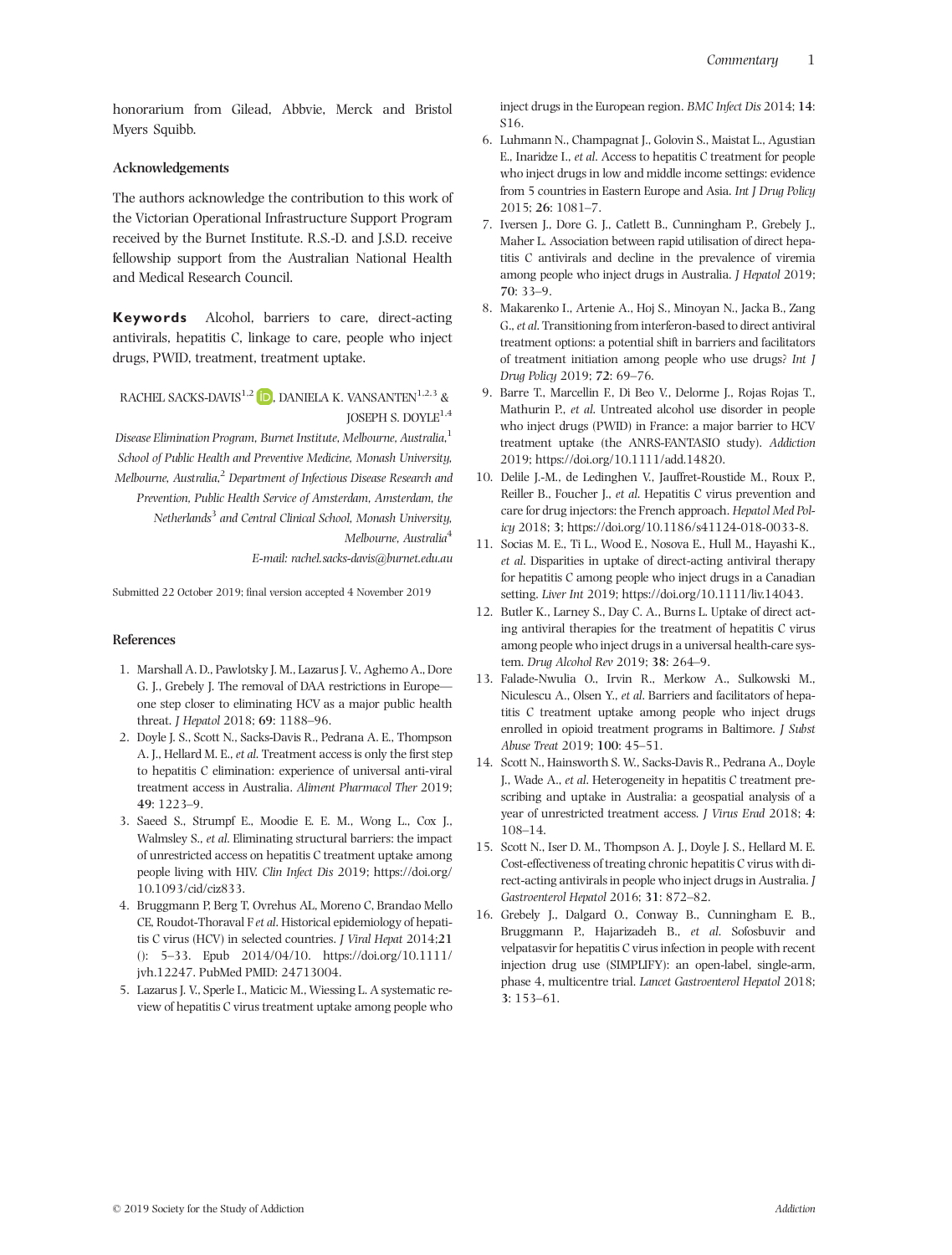honorarium from Gilead, Abbvie, Merck and Bristol Myers Squibb.

### Acknowledgements

The authors acknowledge the contribution to this work of the Victorian Operational Infrastructure Support Program received by the Burnet Institute. R.S.-D. and J.S.D. receive fellowship support from the Australian National Health and Medical Research Council.

**Keywords** Alcohol, barriers to care, direct-acting antivirals, hepatitis C, linkage to care, people who inject drugs, PWID, treatment, treatment uptake.

RACHEL SACKS-DAVIS[1,2], DANIELA K. VANSANTEN[1,2,3] & JOSEPH S. DOYLE[1,4]

*Disease Elimination Program, Burnet Institute, Melbourne, Australia,[1] School of Public Health and Preventive Medicine, Monash University, Melbourne, Australia,[2] Department of Infectious Disease Research and Prevention, Public Health Service of Amsterdam, Amsterdam, the Netherlands[3] and Central Clinical School, Monash University, Melbourne, Australia[4]*

*E-mail: rachel.sacks-davis@burnet.edu.au*

Submitted 22 October 2019; final version accepted 4 November 2019

### References

1. Marshall A. D., Pawlotsky J. M., Lazarus J. V., Aghemo A., Dore G. J., Grebely J. The removal of DAA restrictions in Europe—one step closer to eliminating HCV as a major public health threat. *J Hepatol* 2018; **69**: 1188–96.
2. Doyle J. S., Scott N., Sacks-Davis R., Pedrana A. E., Thompson A. J., Hellard M. E., *et al.* Treatment access is only the first step to hepatitis C elimination: experience of universal anti-viral treatment access in Australia. *Aliment Pharmacol Ther* 2019; **49**: 1223–9.
3. Saeed S., Strumpf E., Moodie E. E. M., Wong L., Cox J., Walmsley S., *et al.* Eliminating structural barriers: the impact of unrestricted access on hepatitis C treatment uptake among people living with HIV. *Clin Infect Dis* 2019; https://doi.org/10.1093/cid/ciz833.
4. Bruggmann P, Berg T, Ovrehus AL, Moreno C, Brandao Mello CE, Roudot-Thoraval F *et al.* Historical epidemiology of hepatitis C virus (HCV) in selected countries. *J Viral Hepat* 2014;**21** (): 5–33. Epub 2014/04/10. https://doi.org/10.1111/jvh.12247. PubMed PMID: 24713004.
5. Lazarus J. V., Sperle I., Maticic M., Wiessing L. A systematic review of hepatitis C virus treatment uptake among people who inject drugs in the European region. *BMC Infect Dis* 2014; **14**: S16.
6. Luhmann N., Champagnat J., Golovin S., Maistat L., Agustian E., Inaridze I., *et al.* Access to hepatitis C treatment for people who inject drugs in low and middle income settings: evidence from 5 countries in Eastern Europe and Asia. *Int J Drug Policy* 2015; **26**: 1081–7.
7. Iversen J., Dore G. J., Catlett B., Cunningham P., Grebely J., Maher L. Association between rapid utilisation of direct hepatitis C antivirals and decline in the prevalence of viremia among people who inject drugs in Australia. *J Hepatol* 2019; **70**: 33–9.
8. Makarenko I., Artenie A., Hoj S., Minoyan N., Jacka B., Zang G., *et al.* Transitioning from interferon-based to direct antiviral treatment options: a potential shift in barriers and facilitators of treatment initiation among people who use drugs? *Int J Drug Policy* 2019; **72**: 69–76.
9. Barre T., Marcellin F., Di Beo V., Delorme J., Rojas Rojas T., Mathurin P., *et al.* Untreated alcohol use disorder in people who inject drugs (PWID) in France: a major barrier to HCV treatment uptake (the ANRS-FANTASIO study). *Addiction* 2019; https://doi.org/10.1111/add.14820.
10. Delile J.-M., de Ledinghen V., Jauffret-Roustide M., Roux P., Reiller B., Foucher J., *et al.* Hepatitis C virus prevention and care for drug injectors: the French approach. *Hepatol Med Policy* 2018; **3**; https://doi.org/10.1186/s41124-018-0033-8.
11. Socias M. E., Ti L., Wood E., Nosova E., Hull M., Hayashi K., *et al.* Disparities in uptake of direct-acting antiviral therapy for hepatitis C among people who inject drugs in a Canadian setting. *Liver Int* 2019; https://doi.org/10.1111/liv.14043.
12. Butler K., Larney S., Day C. A., Burns L. Uptake of direct acting antiviral therapies for the treatment of hepatitis C virus among people who inject drugs in a universal health-care system. *Drug Alcohol Rev* 2019; **38**: 264–9.
13. Falade-Nwulia O., Irvin R., Merkow A., Sulkowski M., Niculescu A., Olsen Y., *et al.* Barriers and facilitators of hepatitis C treatment uptake among people who inject drugs enrolled in opioid treatment programs in Baltimore. *J Subst Abuse Treat* 2019; **100**: 45–51.
14. Scott N., Hainsworth S. W., Sacks-Davis R., Pedrana A., Doyle J., Wade A., *et al.* Heterogeneity in hepatitis C treatment prescribing and uptake in Australia: a geospatial analysis of a year of unrestricted treatment access. *J Virus Erad* 2018; **4**: 108–14.
15. Scott N., Iser D. M., Thompson A. J., Doyle J. S., Hellard M. E. Cost-effectiveness of treating chronic hepatitis C virus with direct-acting antivirals in people who inject drugs in Australia. *J Gastroenterol Hepatol* 2016; **31**: 872–82.
16. Grebely J., Dalgard O., Conway B., Cunningham E. B., Bruggmann P., Hajarizadeh B., *et al.* Sofosbuvir and velpatasvir for hepatitis C virus infection in people with recent injection drug use (SIMPLIFY): an open-label, single-arm, phase 4, multicentre trial. *Lancet Gastroenterol Hepatol* 2018; **3**: 153–61.